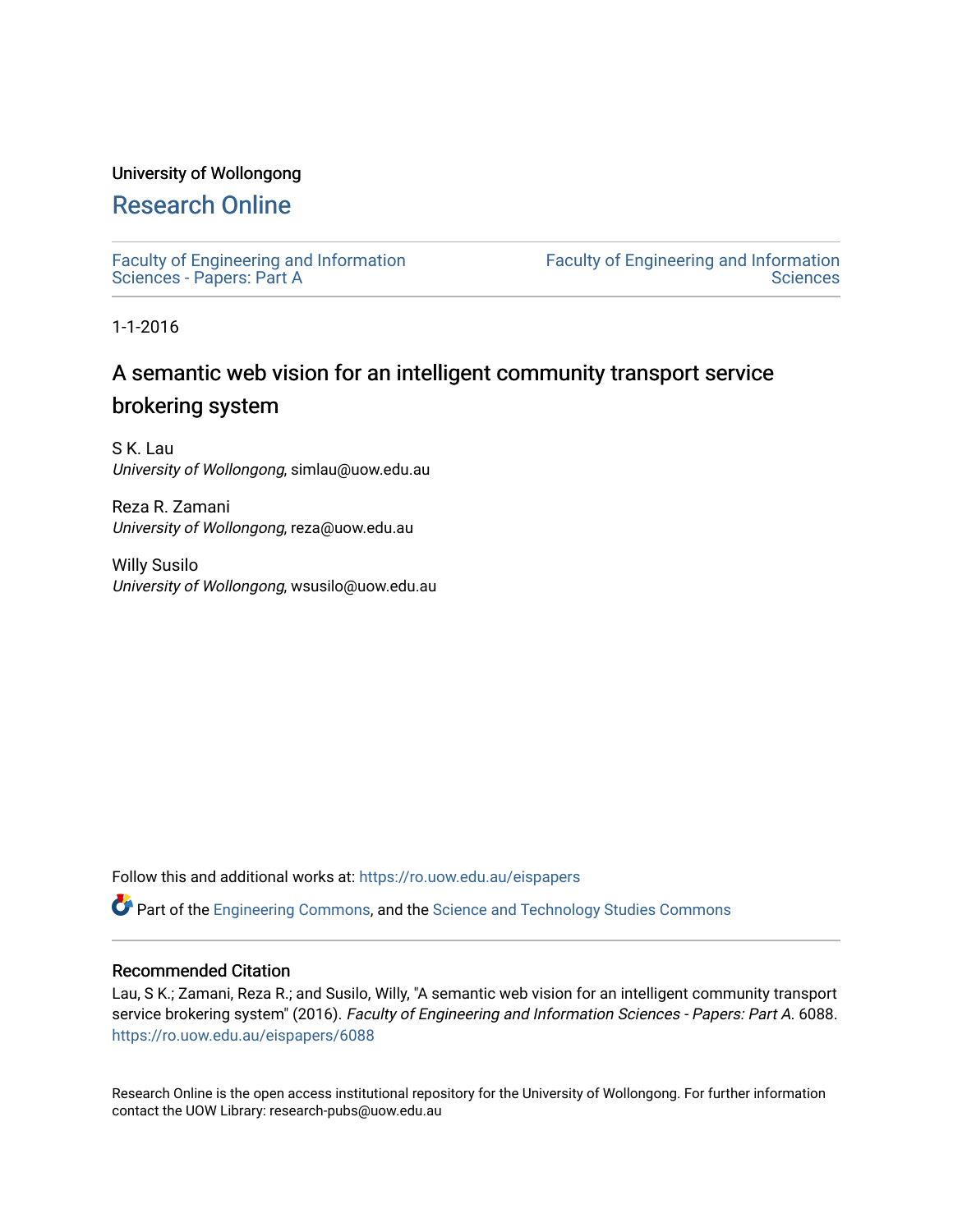University of Wollongong

## Research Online

Faculty of Engineering and Information Sciences - Papers: Part A

Faculty of Engineering and Information Sciences

1-1-2016

# A semantic web vision for an intelligent community transport service brokering system

S K. Lau
*University of Wollongong*, simlau@uow.edu.au

Reza R. Zamani
*University of Wollongong*, reza@uow.edu.au

Willy Susilo
*University of Wollongong*, wsusilo@uow.edu.au

Follow this and additional works at: https://ro.uow.edu.au/eispapers

Part of the Engineering Commons, and the Science and Technology Studies Commons

### Recommended Citation

Lau, S K.; Zamani, Reza R.; and Susilo, Willy, "A semantic web vision for an intelligent community transport service brokering system" (2016). *Faculty of Engineering and Information Sciences - Papers: Part A*. 6088.
https://ro.uow.edu.au/eispapers/6088

Research Online is the open access institutional repository for the University of Wollongong. For further information contact the UOW Library: research-pubs@uow.edu.au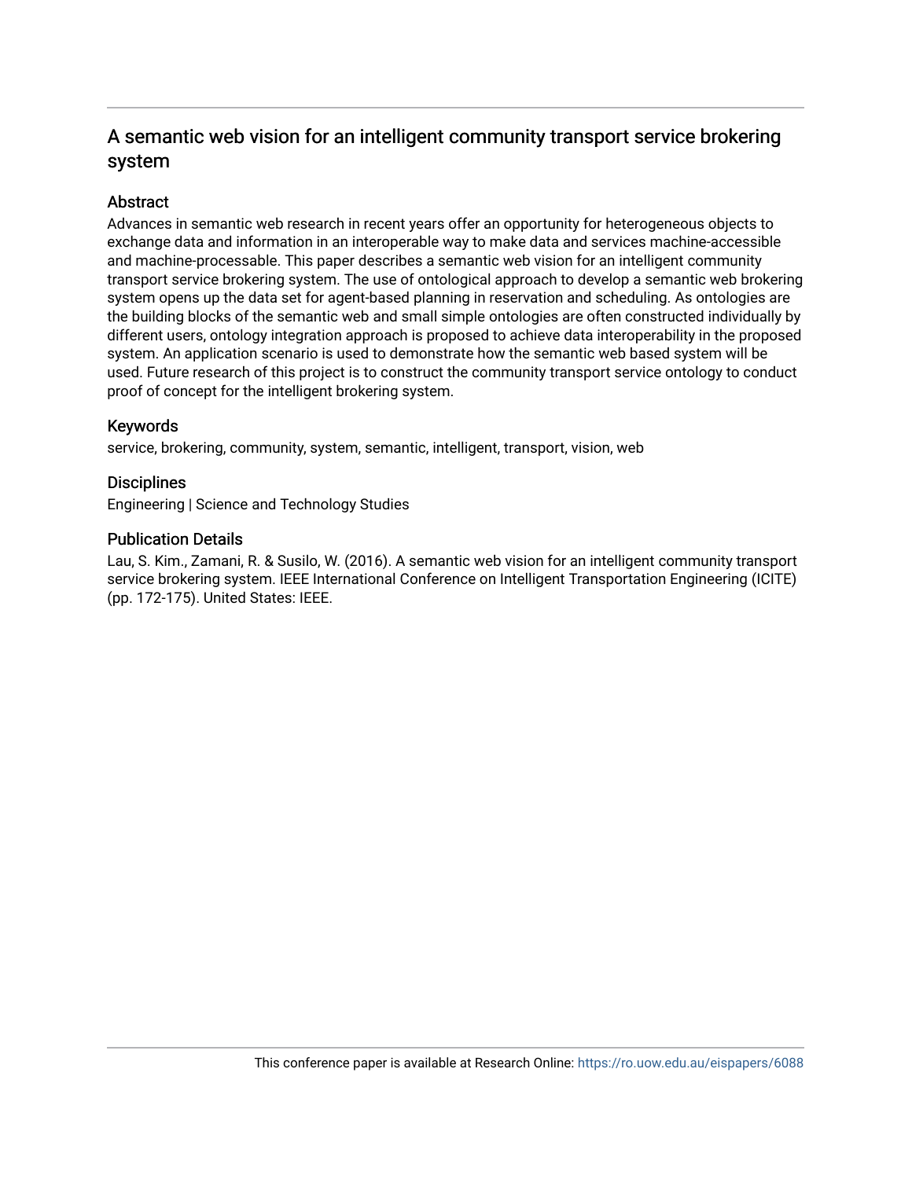# A semantic web vision for an intelligent community transport service brokering system

## Abstract

Advances in semantic web research in recent years offer an opportunity for heterogeneous objects to exchange data and information in an interoperable way to make data and services machine-accessible and machine-processable. This paper describes a semantic web vision for an intelligent community transport service brokering system. The use of ontological approach to develop a semantic web brokering system opens up the data set for agent-based planning in reservation and scheduling. As ontologies are the building blocks of the semantic web and small simple ontologies are often constructed individually by different users, ontology integration approach is proposed to achieve data interoperability in the proposed system. An application scenario is used to demonstrate how the semantic web based system will be used. Future research of this project is to construct the community transport service ontology to conduct proof of concept for the intelligent brokering system.

## Keywords

service, brokering, community, system, semantic, intelligent, transport, vision, web

## Disciplines

Engineering | Science and Technology Studies

## Publication Details

Lau, S. Kim., Zamani, R. & Susilo, W. (2016). A semantic web vision for an intelligent community transport service brokering system. IEEE International Conference on Intelligent Transportation Engineering (ICITE) (pp. 172-175). United States: IEEE.

This conference paper is available at Research Online: https://ro.uow.edu.au/eispapers/6088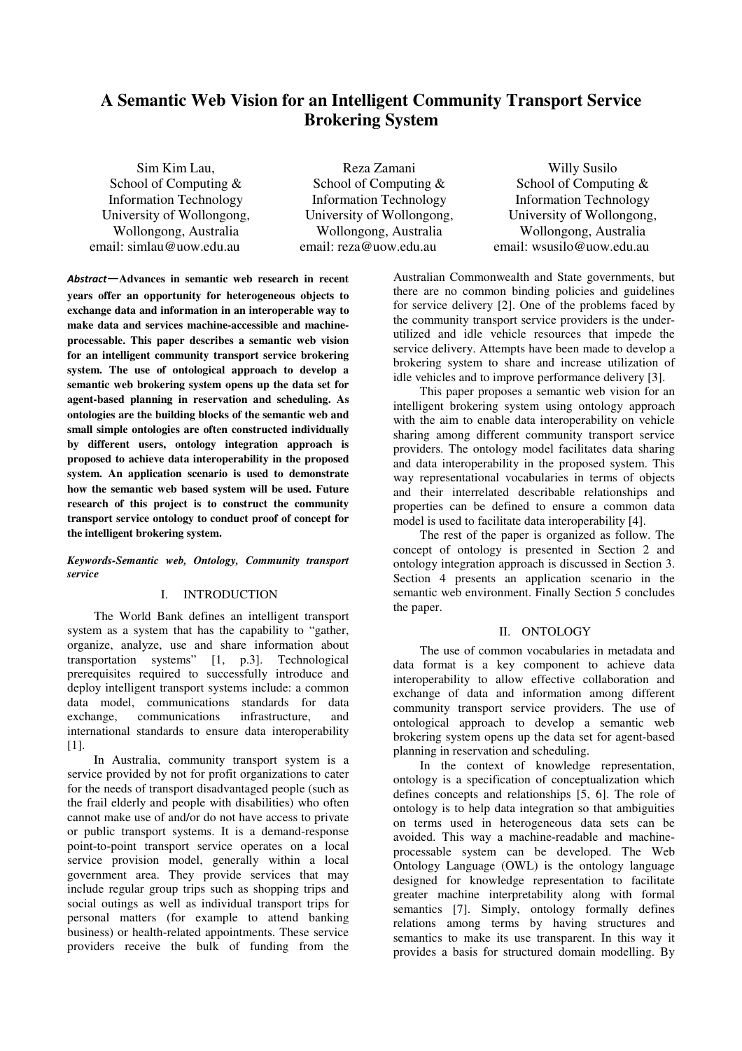# A Semantic Web Vision for an Intelligent Community Transport Service Brokering System

Sim Kim Lau,
School of Computing & Information Technology
University of Wollongong,
Wollongong, Australia
email: simlau@uow.edu.au

Reza Zamani
School of Computing & Information Technology
University of Wollongong,
Wollongong, Australia
email: reza@uow.edu.au

Willy Susilo
School of Computing & Information Technology
University of Wollongong,
Wollongong, Australia
email: wsusilo@uow.edu.au

***Abstract*—Advances in semantic web research in recent years offer an opportunity for heterogeneous objects to exchange data and information in an interoperable way to make data and services machine-accessible and machine-processable. This paper describes a semantic web vision for an intelligent community transport service brokering system. The use of ontological approach to develop a semantic web brokering system opens up the data set for agent-based planning in reservation and scheduling. As ontologies are the building blocks of the semantic web and small simple ontologies are often constructed individually by different users, ontology integration approach is proposed to achieve data interoperability in the proposed system. An application scenario is used to demonstrate how the semantic web based system will be used. Future research of this project is to construct the community transport service ontology to conduct proof of concept for the intelligent brokering system.**

***Keywords-Semantic web, Ontology, Community transport service***

## I. INTRODUCTION

The World Bank defines an intelligent transport system as a system that has the capability to "gather, organize, analyze, use and share information about transportation systems" [1, p.3]. Technological prerequisites required to successfully introduce and deploy intelligent transport systems include: a common data model, communications standards for data exchange, communications infrastructure, and international standards to ensure data interoperability [1].

In Australia, community transport system is a service provided by not for profit organizations to cater for the needs of transport disadvantaged people (such as the frail elderly and people with disabilities) who often cannot make use of and/or do not have access to private or public transport systems. It is a demand-response point-to-point transport service operates on a local service provision model, generally within a local government area. They provide services that may include regular group trips such as shopping trips and social outings as well as individual transport trips for personal matters (for example to attend banking business) or health-related appointments. These service providers receive the bulk of funding from the Australian Commonwealth and State governments, but there are no common binding policies and guidelines for service delivery [2]. One of the problems faced by the community transport service providers is the under-utilized and idle vehicle resources that impede the service delivery. Attempts have been made to develop a brokering system to share and increase utilization of idle vehicles and to improve performance delivery [3].

This paper proposes a semantic web vision for an intelligent brokering system using ontology approach with the aim to enable data interoperability on vehicle sharing among different community transport service providers. The ontology model facilitates data sharing and data interoperability in the proposed system. This way representational vocabularies in terms of objects and their interrelated describable relationships and properties can be defined to ensure a common data model is used to facilitate data interoperability [4].

The rest of the paper is organized as follow. The concept of ontology is presented in Section 2 and ontology integration approach is discussed in Section 3. Section 4 presents an application scenario in the semantic web environment. Finally Section 5 concludes the paper.

## II. ONTOLOGY

The use of common vocabularies in metadata and data format is a key component to achieve data interoperability to allow effective collaboration and exchange of data and information among different community transport service providers. The use of ontological approach to develop a semantic web brokering system opens up the data set for agent-based planning in reservation and scheduling.

In the context of knowledge representation, ontology is a specification of conceptualization which defines concepts and relationships [5, 6]. The role of ontology is to help data integration so that ambiguities on terms used in heterogeneous data sets can be avoided. This way a machine-readable and machine-processable system can be developed. The Web Ontology Language (OWL) is the ontology language designed for knowledge representation to facilitate greater machine interpretability along with formal semantics [7]. Simply, ontology formally defines relations among terms by having structures and semantics to make its use transparent. In this way it provides a basis for structured domain modelling. By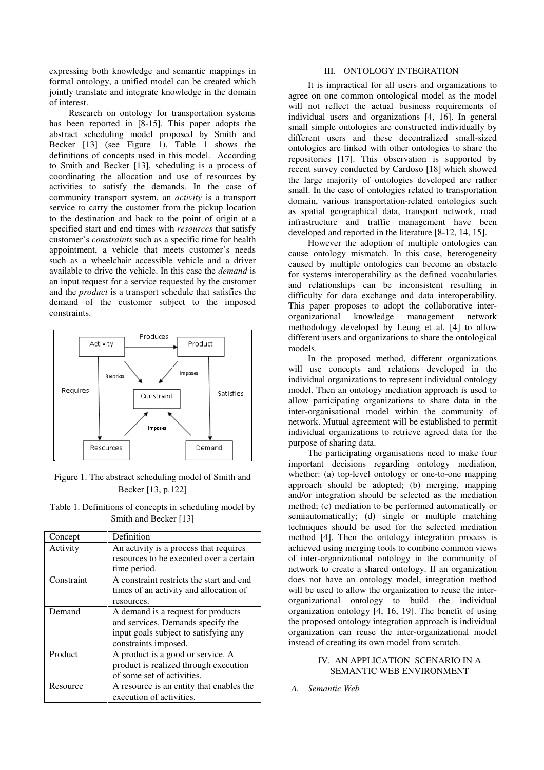expressing both knowledge and semantic mappings in formal ontology, a unified model can be created which jointly translate and integrate knowledge in the domain of interest.

Research on ontology for transportation systems has been reported in [8-15]. This paper adopts the abstract scheduling model proposed by Smith and Becker [13] (see Figure 1). Table 1 shows the definitions of concepts used in this model. According to Smith and Becker [13], scheduling is a process of coordinating the allocation and use of resources by activities to satisfy the demands. In the case of community transport system, an *activity* is a transport service to carry the customer from the pickup location to the destination and back to the point of origin at a specified start and end times with *resources* that satisfy customer's *constraints* such as a specific time for health appointment, a vehicle that meets customer's needs such as a wheelchair accessible vehicle and a driver available to drive the vehicle. In this case the *demand* is an input request for a service requested by the customer and the *product* is a transport schedule that satisfies the demand of the customer subject to the imposed constraints.

Figure 1. The abstract scheduling model of Smith and Becker [13, p.122]

Table 1. Definitions of concepts in scheduling model by Smith and Becker [13]

| Concept | Definition |
| --- | --- |
| Activity | An activity is a process that requires resources to be executed over a certain time period. |
| Constraint | A constraint restricts the start and end times of an activity and allocation of resources. |
| Demand | A demand is a request for products and services. Demands specify the input goals subject to satisfying any constraints imposed. |
| Product | A product is a good or service. A product is realized through execution of some set of activities. |
| Resource | A resource is an entity that enables the execution of activities. |

## III. ONTOLOGY INTEGRATION

It is impractical for all users and organizations to agree on one common ontological model as the model will not reflect the actual business requirements of individual users and organizations [4, 16]. In general small simple ontologies are constructed individually by different users and these decentralized small-sized ontologies are linked with other ontologies to share the repositories [17]. This observation is supported by recent survey conducted by Cardoso [18] which showed the large majority of ontologies developed are rather small. In the case of ontologies related to transportation domain, various transportation-related ontologies such as spatial geographical data, transport network, road infrastructure and traffic management have been developed and reported in the literature [8-12, 14, 15].

However the adoption of multiple ontologies can cause ontology mismatch. In this case, heterogeneity caused by multiple ontologies can become an obstacle for systems interoperability as the defined vocabularies and relationships can be inconsistent resulting in difficulty for data exchange and data interoperability. This paper proposes to adopt the collaborative inter-organizational knowledge management network methodology developed by Leung et al. [4] to allow different users and organizations to share the ontological models.

In the proposed method, different organizations will use concepts and relations developed in the individual organizations to represent individual ontology model. Then an ontology mediation approach is used to allow participating organizations to share data in the inter-organisational model within the community of network. Mutual agreement will be established to permit individual organizations to retrieve agreed data for the purpose of sharing data.

The participating organisations need to make four important decisions regarding ontology mediation, whether: (a) top-level ontology or one-to-one mapping approach should be adopted; (b) merging, mapping and/or integration should be selected as the mediation method; (c) mediation to be performed automatically or semiautomatically; (d) single or multiple matching techniques should be used for the selected mediation method [4]. Then the ontology integration process is achieved using merging tools to combine common views of inter-organizational ontology in the community of network to create a shared ontology. If an organization does not have an ontology model, integration method will be used to allow the organization to reuse the inter-organizational ontology to build the individual organization ontology [4, 16, 19]. The benefit of using the proposed ontology integration approach is individual organization can reuse the inter-organizational model instead of creating its own model from scratch.

## IV. AN APPLICATION SCENARIO IN A SEMANTIC WEB ENVIRONMENT

### *A. Semantic Web*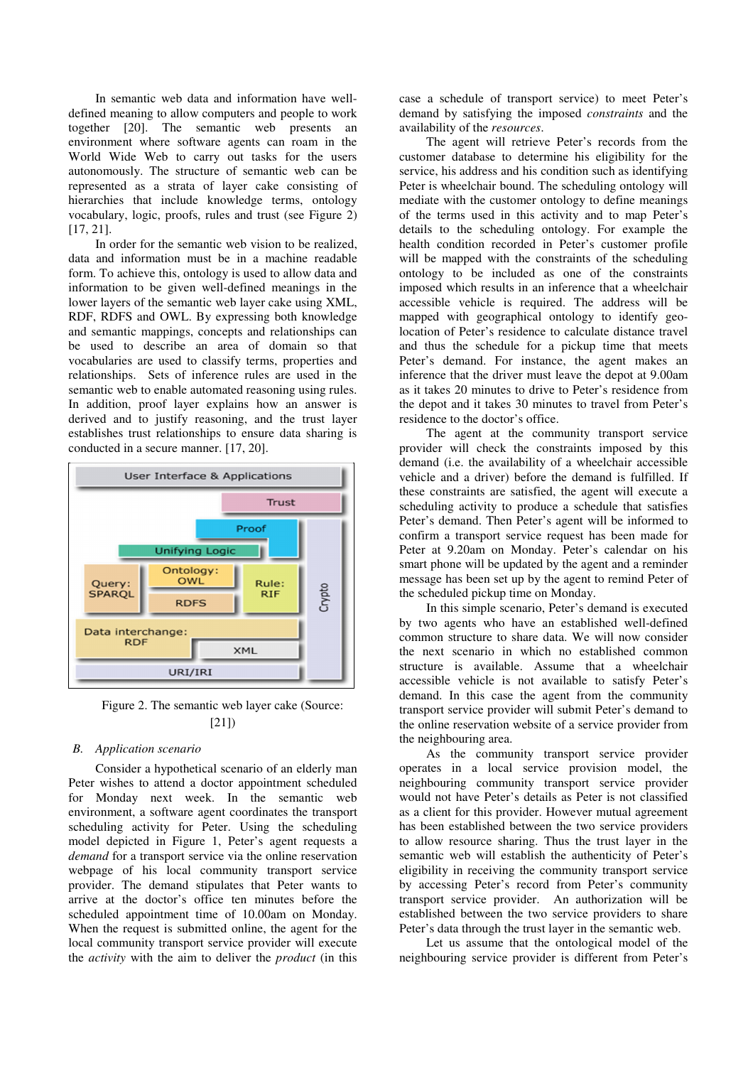In semantic web data and information have well-defined meaning to allow computers and people to work together [20]. The semantic web presents an environment where software agents can roam in the World Wide Web to carry out tasks for the users autonomously. The structure of semantic web can be represented as a strata of layer cake consisting of hierarchies that include knowledge terms, ontology vocabulary, logic, proofs, rules and trust (see Figure 2) [17, 21].

In order for the semantic web vision to be realized, data and information must be in a machine readable form. To achieve this, ontology is used to allow data and information to be given well-defined meanings in the lower layers of the semantic web layer cake using XML, RDF, RDFS and OWL. By expressing both knowledge and semantic mappings, concepts and relationships can be used to describe an area of domain so that vocabularies are used to classify terms, properties and relationships. Sets of inference rules are used in the semantic web to enable automated reasoning using rules. In addition, proof layer explains how an answer is derived and to justify reasoning, and the trust layer establishes trust relationships to ensure data sharing is conducted in a secure manner. [17, 20].

User Interface & Applications
Trust
Proof
Unifying Logic
Query: SPARQL
Ontology: OWL
RDFS
Rule: RIF
Crypto
Data interchange: RDF
XML
URI/IRI

Figure 2. The semantic web layer cake (Source: [21])

### B. *Application scenario*

Consider a hypothetical scenario of an elderly man Peter wishes to attend a doctor appointment scheduled for Monday next week. In the semantic web environment, a software agent coordinates the transport scheduling activity for Peter. Using the scheduling model depicted in Figure 1, Peter's agent requests a *demand* for a transport service via the online reservation webpage of his local community transport service provider. The demand stipulates that Peter wants to arrive at the doctor's office ten minutes before the scheduled appointment time of 10.00am on Monday. When the request is submitted online, the agent for the local community transport service provider will execute the *activity* with the aim to deliver the *product* (in this case a schedule of transport service) to meet Peter's demand by satisfying the imposed *constraints* and the availability of the *resources*.

The agent will retrieve Peter's records from the customer database to determine his eligibility for the service, his address and his condition such as identifying Peter is wheelchair bound. The scheduling ontology will mediate with the customer ontology to define meanings of the terms used in this activity and to map Peter's details to the scheduling ontology. For example the health condition recorded in Peter's customer profile will be mapped with the constraints of the scheduling ontology to be included as one of the constraints imposed which results in an inference that a wheelchair accessible vehicle is required. The address will be mapped with geographical ontology to identify geo-location of Peter's residence to calculate distance travel and thus the schedule for a pickup time that meets Peter's demand. For instance, the agent makes an inference that the driver must leave the depot at 9.00am as it takes 20 minutes to drive to Peter's residence from the depot and it takes 30 minutes to travel from Peter's residence to the doctor's office.

The agent at the community transport service provider will check the constraints imposed by this demand (i.e. the availability of a wheelchair accessible vehicle and a driver) before the demand is fulfilled. If these constraints are satisfied, the agent will execute a scheduling activity to produce a schedule that satisfies Peter's demand. Then Peter's agent will be informed to confirm a transport service request has been made for Peter at 9.20am on Monday. Peter's calendar on his smart phone will be updated by the agent and a reminder message has been set up by the agent to remind Peter of the scheduled pickup time on Monday.

In this simple scenario, Peter's demand is executed by two agents who have an established well-defined common structure to share data. We will now consider the next scenario in which no established common structure is available. Assume that a wheelchair accessible vehicle is not available to satisfy Peter's demand. In this case the agent from the community transport service provider will submit Peter's demand to the online reservation website of a service provider from the neighbouring area.

As the community transport service provider operates in a local service provision model, the neighbouring community transport service provider would not have Peter's details as Peter is not classified as a client for this provider. However mutual agreement has been established between the two service providers to allow resource sharing. Thus the trust layer in the semantic web will establish the authenticity of Peter's eligibility in receiving the community transport service by accessing Peter's record from Peter's community transport service provider. An authorization will be established between the two service providers to share Peter's data through the trust layer in the semantic web.

Let us assume that the ontological model of the neighbouring service provider is different from Peter's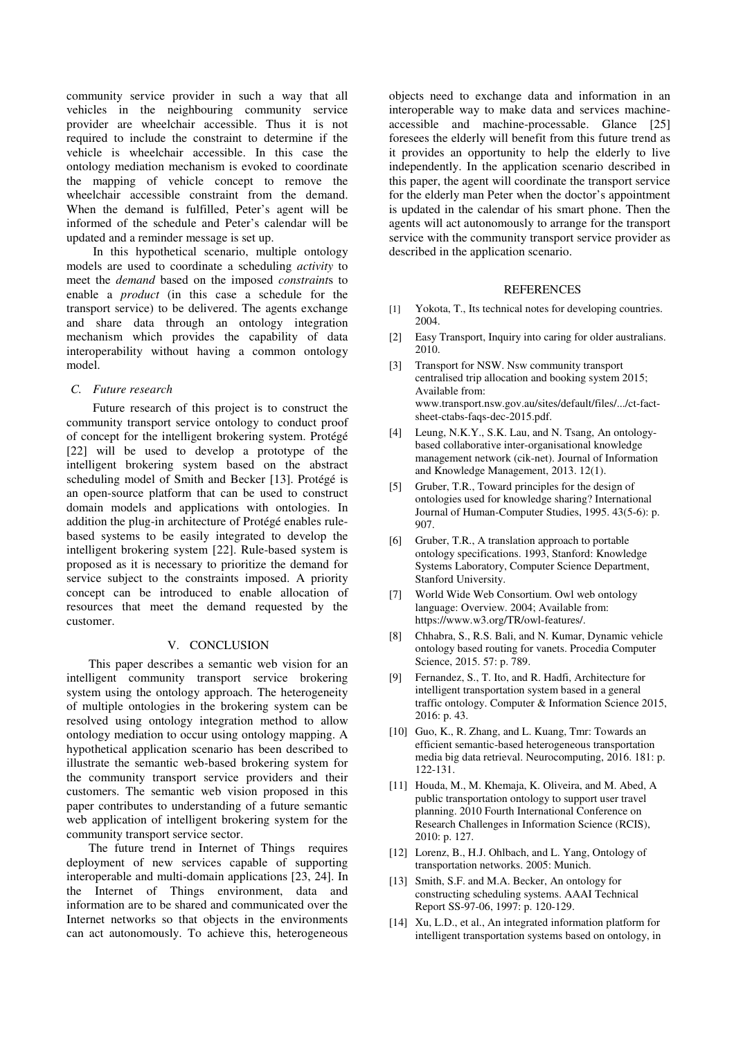community service provider in such a way that all vehicles in the neighbouring community service provider are wheelchair accessible. Thus it is not required to include the constraint to determine if the vehicle is wheelchair accessible. In this case the ontology mediation mechanism is evoked to coordinate the mapping of vehicle concept to remove the wheelchair accessible constraint from the demand. When the demand is fulfilled, Peter's agent will be informed of the schedule and Peter's calendar will be updated and a reminder message is set up.

In this hypothetical scenario, multiple ontology models are used to coordinate a scheduling *activity* to meet the *demand* based on the imposed *constraint*s to enable a *product* (in this case a schedule for the transport service) to be delivered. The agents exchange and share data through an ontology integration mechanism which provides the capability of data interoperability without having a common ontology model.

### C. Future research

Future research of this project is to construct the community transport service ontology to conduct proof of concept for the intelligent brokering system. Protégé [22] will be used to develop a prototype of the intelligent brokering system based on the abstract scheduling model of Smith and Becker [13]. Protégé is an open-source platform that can be used to construct domain models and applications with ontologies. In addition the plug-in architecture of Protégé enables rule-based systems to be easily integrated to develop the intelligent brokering system [22]. Rule-based system is proposed as it is necessary to prioritize the demand for service subject to the constraints imposed. A priority concept can be introduced to enable allocation of resources that meet the demand requested by the customer.

## V. CONCLUSION

This paper describes a semantic web vision for an intelligent community transport service brokering system using the ontology approach. The heterogeneity of multiple ontologies in the brokering system can be resolved using ontology integration method to allow ontology mediation to occur using ontology mapping. A hypothetical application scenario has been described to illustrate the semantic web-based brokering system for the community transport service providers and their customers. The semantic web vision proposed in this paper contributes to understanding of a future semantic web application of intelligent brokering system for the community transport service sector.

The future trend in Internet of Things requires deployment of new services capable of supporting interoperable and multi-domain applications [23, 24]. In the Internet of Things environment, data and information are to be shared and communicated over the Internet networks so that objects in the environments can act autonomously. To achieve this, heterogeneous objects need to exchange data and information in an interoperable way to make data and services machine-accessible and machine-processable. Glance [25] foresees the elderly will benefit from this future trend as it provides an opportunity to help the elderly to live independently. In the application scenario described in this paper, the agent will coordinate the transport service for the elderly man Peter when the doctor's appointment is updated in the calendar of his smart phone. Then the agents will act autonomously to arrange for the transport service with the community transport service provider as described in the application scenario.

## REFERENCES

[1] Yokota, T., Its technical notes for developing countries. 2004.

[2] Easy Transport, Inquiry into caring for older australians. 2010.

[3] Transport for NSW. Nsw community transport centralised trip allocation and booking system 2015; Available from: www.transport.nsw.gov.au/sites/default/files/.../ct-fact-sheet-ctabs-faqs-dec-2015.pdf.

[4] Leung, N.K.Y., S.K. Lau, and N. Tsang, An ontology-based collaborative inter-organisational knowledge management network (cik-net). Journal of Information and Knowledge Management, 2013. 12(1).

[5] Gruber, T.R., Toward principles for the design of ontologies used for knowledge sharing? International Journal of Human-Computer Studies, 1995. 43(5-6): p. 907.

[6] Gruber, T.R., A translation approach to portable ontology specifications. 1993, Stanford: Knowledge Systems Laboratory, Computer Science Department, Stanford University.

[7] World Wide Web Consortium. Owl web ontology language: Overview. 2004; Available from: https://www.w3.org/TR/owl-features/.

[8] Chhabra, S., R.S. Bali, and N. Kumar, Dynamic vehicle ontology based routing for vanets. Procedia Computer Science, 2015. 57: p. 789.

[9] Fernandez, S., T. Ito, and R. Hadfi, Architecture for intelligent transportation system based in a general traffic ontology. Computer & Information Science 2015, 2016: p. 43.

[10] Guo, K., R. Zhang, and L. Kuang, Tmr: Towards an efficient semantic-based heterogeneous transportation media big data retrieval. Neurocomputing, 2016. 181: p. 122-131.

[11] Houda, M., M. Khemaja, K. Oliveira, and M. Abed, A public transportation ontology to support user travel planning. 2010 Fourth International Conference on Research Challenges in Information Science (RCIS), 2010: p. 127.

[12] Lorenz, B., H.J. Ohlbach, and L. Yang, Ontology of transportation networks. 2005: Munich.

[13] Smith, S.F. and M.A. Becker, An ontology for constructing scheduling systems. AAAI Technical Report SS-97-06, 1997: p. 120-129.

[14] Xu, L.D., et al., An integrated information platform for intelligent transportation systems based on ontology, in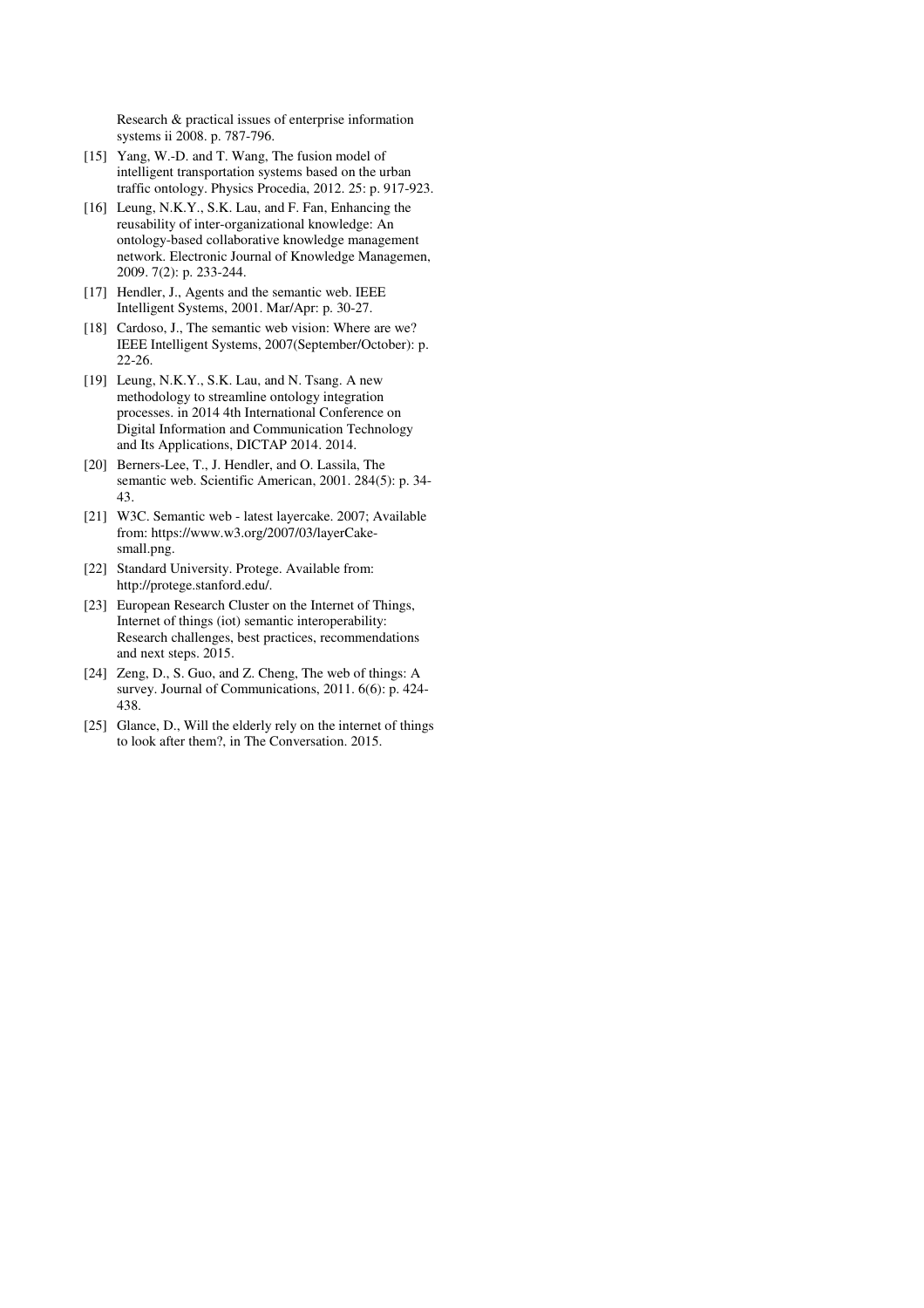Research & practical issues of enterprise information systems ii 2008. p. 787-796.

[15] Yang, W.-D. and T. Wang, The fusion model of intelligent transportation systems based on the urban traffic ontology. Physics Procedia, 2012. 25: p. 917-923.

[16] Leung, N.K.Y., S.K. Lau, and F. Fan, Enhancing the reusability of inter-organizational knowledge: An ontology-based collaborative knowledge management network. Electronic Journal of Knowledge Managemen, 2009. 7(2): p. 233-244.

[17] Hendler, J., Agents and the semantic web. IEEE Intelligent Systems, 2001. Mar/Apr: p. 30-27.

[18] Cardoso, J., The semantic web vision: Where are we? IEEE Intelligent Systems, 2007(September/October): p. 22-26.

[19] Leung, N.K.Y., S.K. Lau, and N. Tsang. A new methodology to streamline ontology integration processes. in 2014 4th International Conference on Digital Information and Communication Technology and Its Applications, DICTAP 2014. 2014.

[20] Berners-Lee, T., J. Hendler, and O. Lassila, The semantic web. Scientific American, 2001. 284(5): p. 34-43.

[21] W3C. Semantic web - latest layercake. 2007; Available from: https://www.w3.org/2007/03/layerCake-small.png.

[22] Standard University. Protege. Available from: http://protege.stanford.edu/.

[23] European Research Cluster on the Internet of Things, Internet of things (iot) semantic interoperability: Research challenges, best practices, recommendations and next steps. 2015.

[24] Zeng, D., S. Guo, and Z. Cheng, The web of things: A survey. Journal of Communications, 2011. 6(6): p. 424-438.

[25] Glance, D., Will the elderly rely on the internet of things to look after them?, in The Conversation. 2015.